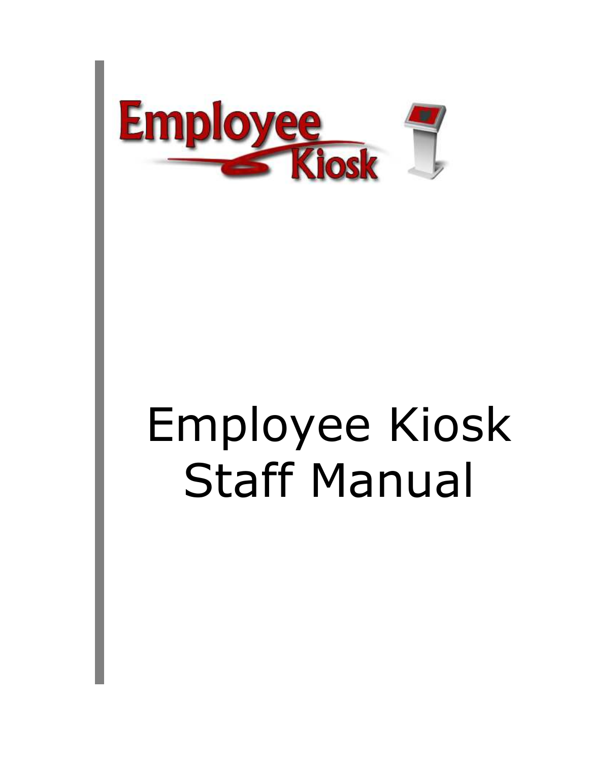# Employee Kiosk Staff Manual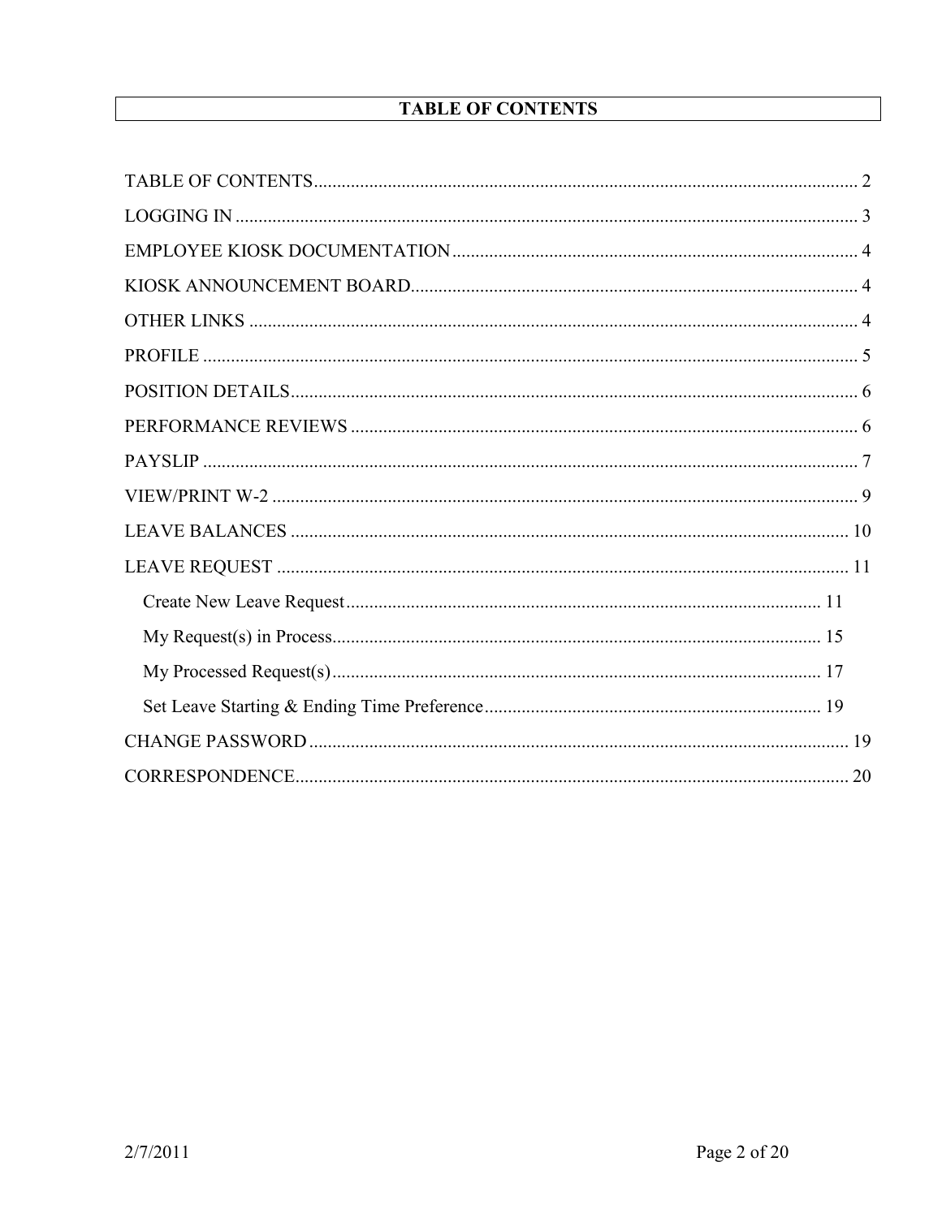# TABLE OF CONTENTS

TABLE OF CONTENTS ........................................................................ 2
LOGGING IN ........................................................................ 3
EMPLOYEE KIOSK DOCUMENTATION ........................................................................ 4
KIOSK ANNOUNCEMENT BOARD ........................................................................ 4
OTHER LINKS ........................................................................ 4
PROFILE ........................................................................ 5
POSITION DETAILS ........................................................................ 6
PERFORMANCE REVIEWS ........................................................................ 6
PAYSLIP ........................................................................ 7
VIEW/PRINT W-2 ........................................................................ 9
LEAVE BALANCES ........................................................................ 10
LEAVE REQUEST ........................................................................ 11
- Create New Leave Request ........................................................................ 11
- My Request(s) in Process ........................................................................ 15
- My Processed Request(s) ........................................................................ 17
- Set Leave Starting & Ending Time Preference ........................................................................ 19

CHANGE PASSWORD ........................................................................ 19
CORRESPONDENCE ........................................................................ 20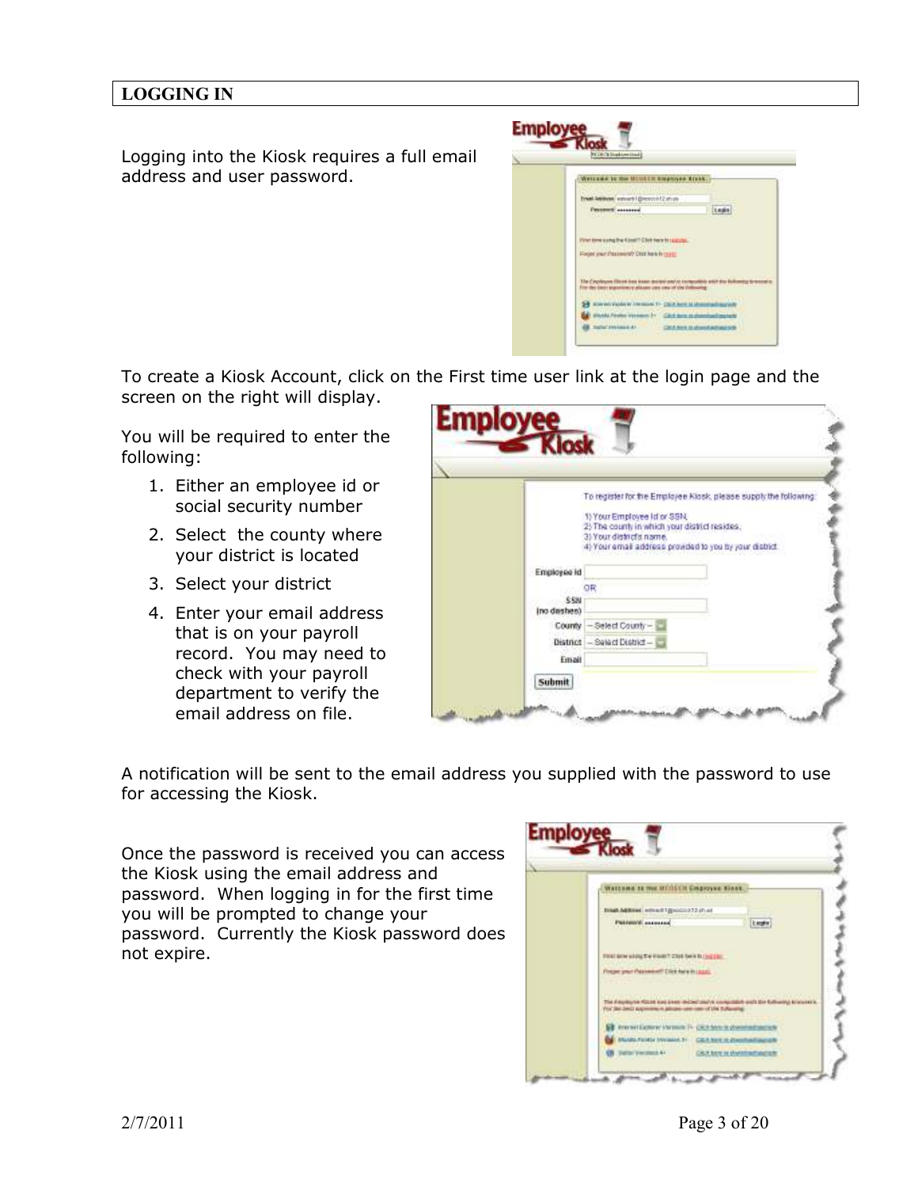## LOGGING IN

Logging into the Kiosk requires a full email address and user password.

To create a Kiosk Account, click on the First time user link at the login page and the screen on the right will display.

You will be required to enter the following:

1. Either an employee id or social security number
2. Select the county where your district is located
3. Select your district
4. Enter your email address that is on your payroll record. You may need to check with your payroll department to verify the email address on file.

A notification will be sent to the email address you supplied with the password to use for accessing the Kiosk.

Once the password is received you can access the Kiosk using the email address and password. When logging in for the first time you will be prompted to change your password. Currently the Kiosk password does not expire.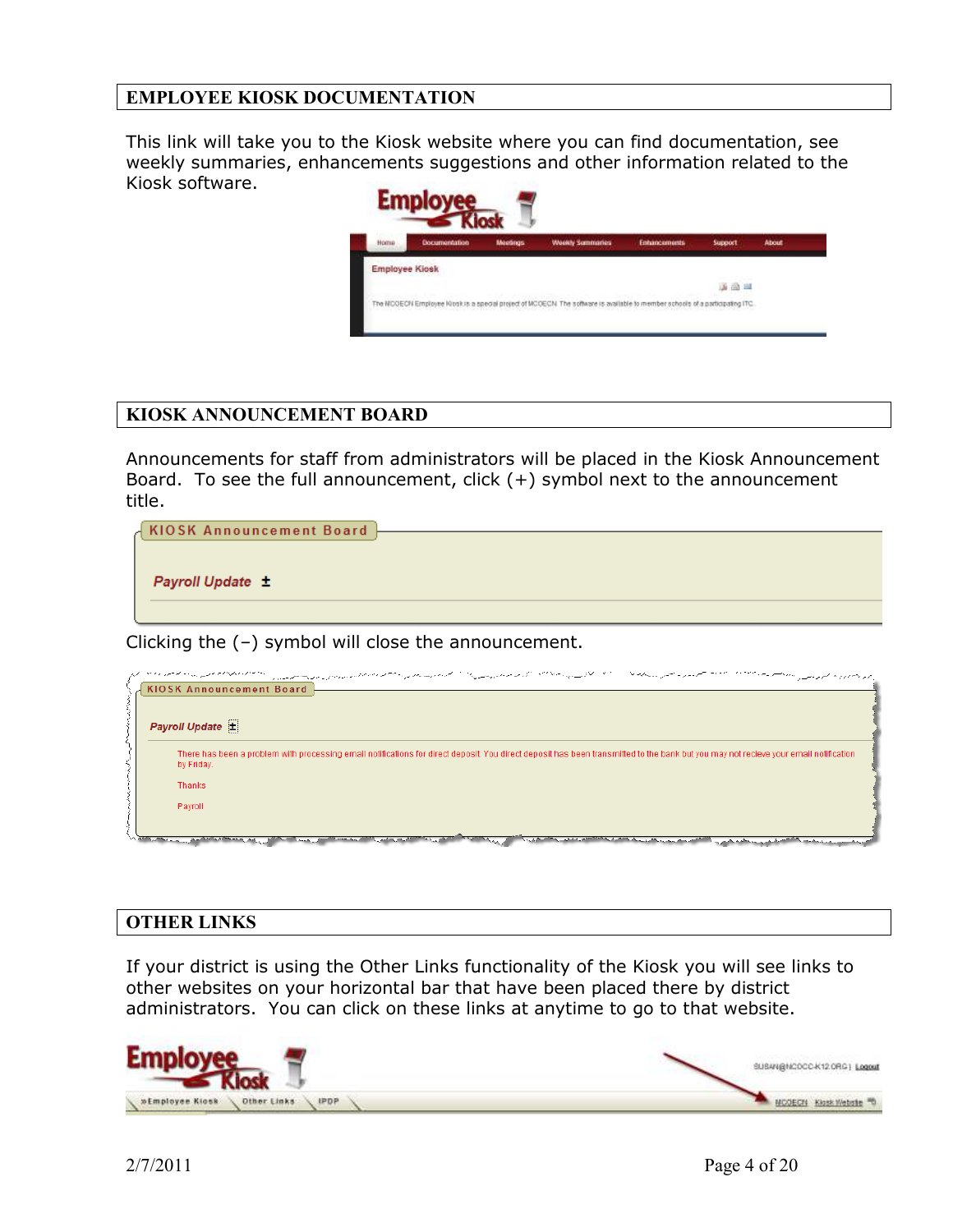## EMPLOYEE KIOSK DOCUMENTATION

This link will take you to the Kiosk website where you can find documentation, see weekly summaries, enhancements suggestions and other information related to the Kiosk software.

## KIOSK ANNOUNCEMENT BOARD

Announcements for staff from administrators will be placed in the Kiosk Announcement Board. To see the full announcement, click (+) symbol next to the announcement title.

Clicking the (–) symbol will close the announcement.

## OTHER LINKS

If your district is using the Other Links functionality of the Kiosk you will see links to other websites on your horizontal bar that have been placed there by district administrators. You can click on these links at anytime to go to that website.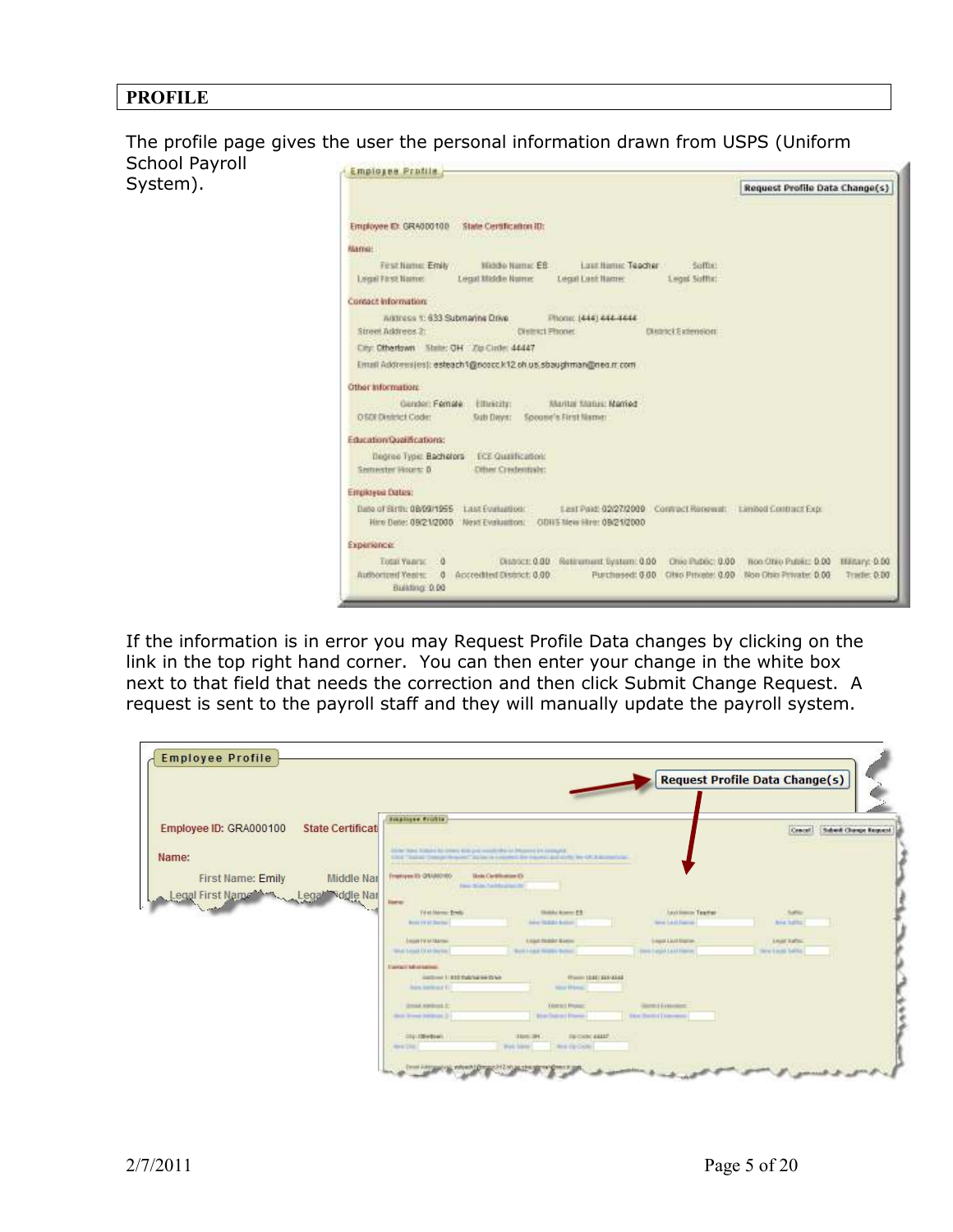## PROFILE

The profile page gives the user the personal information drawn from USPS (Uniform School Payroll System).

If the information is in error you may Request Profile Data changes by clicking on the link in the top right hand corner. You can then enter your change in the white box next to that field that needs the correction and then click Submit Change Request. A request is sent to the payroll staff and they will manually update the payroll system.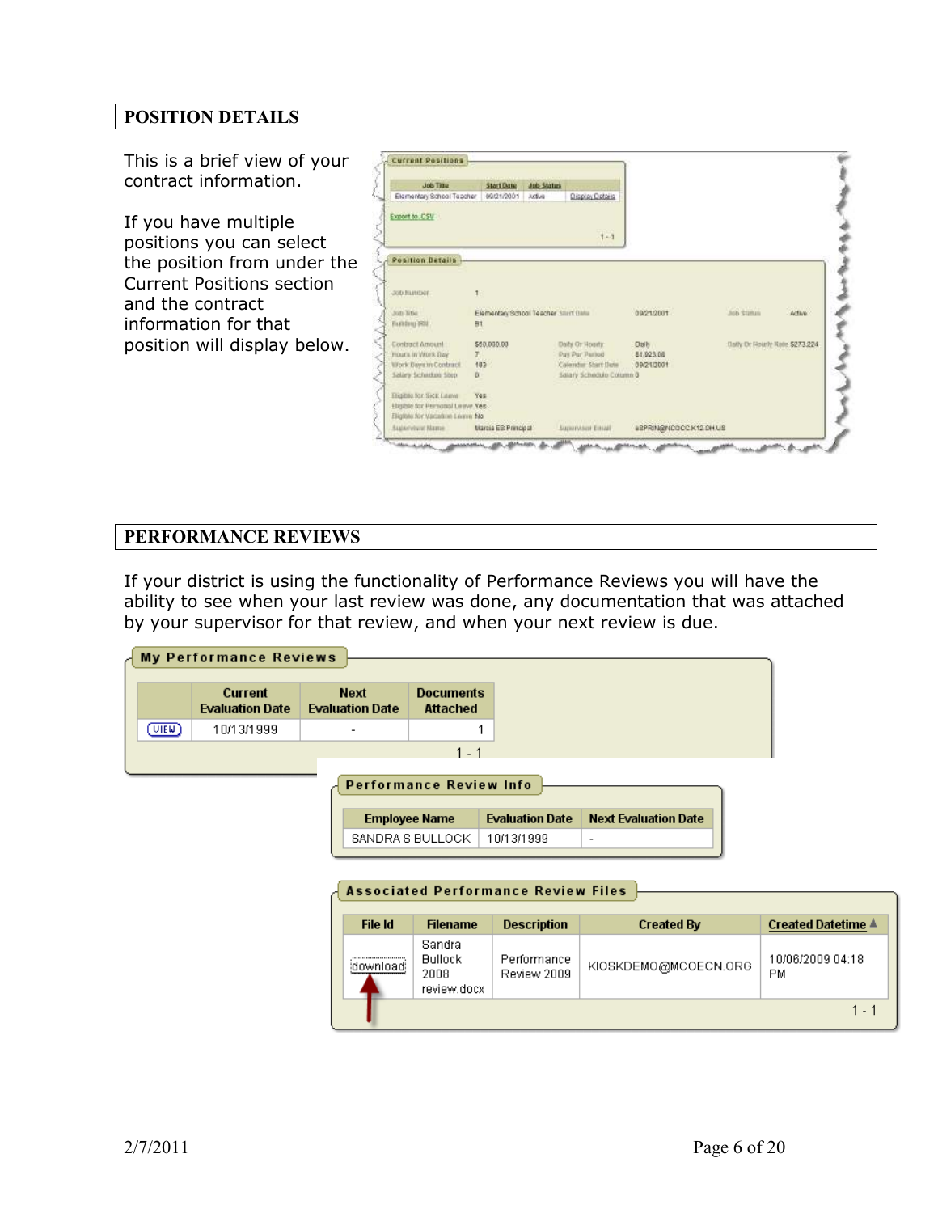## POSITION DETAILS

This is a brief view of your contract information.

If you have multiple positions you can select the position from under the Current Positions section and the contract information for that position will display below.

**Current Positions**

| Job Title | Start Date | Job Status | |
|---|---|---|---|
| Elementary School Teacher | 09/21/2001 | Active | Display Details |

Export to CSV

1 - 1

**Position Details**

| | | | | | |
|---|---|---|---|---|---|
| Job Number | 1 | | | | |
| Job Title | Elementary School Teacher | Start Date | 09/21/2001 | Job Status | Active |
| Building IRN | 81 | | | | |
| Contract Amount | $50,000.00 | Daily Or Hourly | Daily | Daily Or Hourly Rate | $273.224 |
| Hours in Work Day | 7 | Pay Per Period | $1,923.08 | | |
| Work Days in Contract | 183 | Calendar Start Date | 09/21/2001 | | |
| Salary Schedule Step | 0 | Salary Schedule Column | 0 | | |
| Eligible for Sick Leave | Yes | | | | |
| Eligible for Personal Leave | Yes | | | | |
| Eligible for Vacation Leave | No | | | | |
| Supervisor Name | Marcia ES Principal | Supervisor Email | eSPRIN@NCOCC.K12.OH.US | | |

## PERFORMANCE REVIEWS

If your district is using the functionality of Performance Reviews you will have the ability to see when your last review was done, any documentation that was attached by your supervisor for that review, and when your next review is due.

**My Performance Reviews**

| | Current Evaluation Date | Next Evaluation Date | Documents Attached |
|---|---|---|---|
| VIEW | 10/13/1999 | - | 1 |

1 - 1

**Performance Review Info**

| Employee Name | Evaluation Date | Next Evaluation Date |
|---|---|---|
| SANDRA S BULLOCK | 10/13/1999 | - |

**Associated Performance Review Files**

| File Id | Filename | Description | Created By | Created Datetime |
|---|---|---|---|---|
| download | Sandra Bullock 2008 review.docx | Performance Review 2009 | KIOSKDEMO@MCOECN.ORG | 10/06/2009 04:18 PM |

1 - 1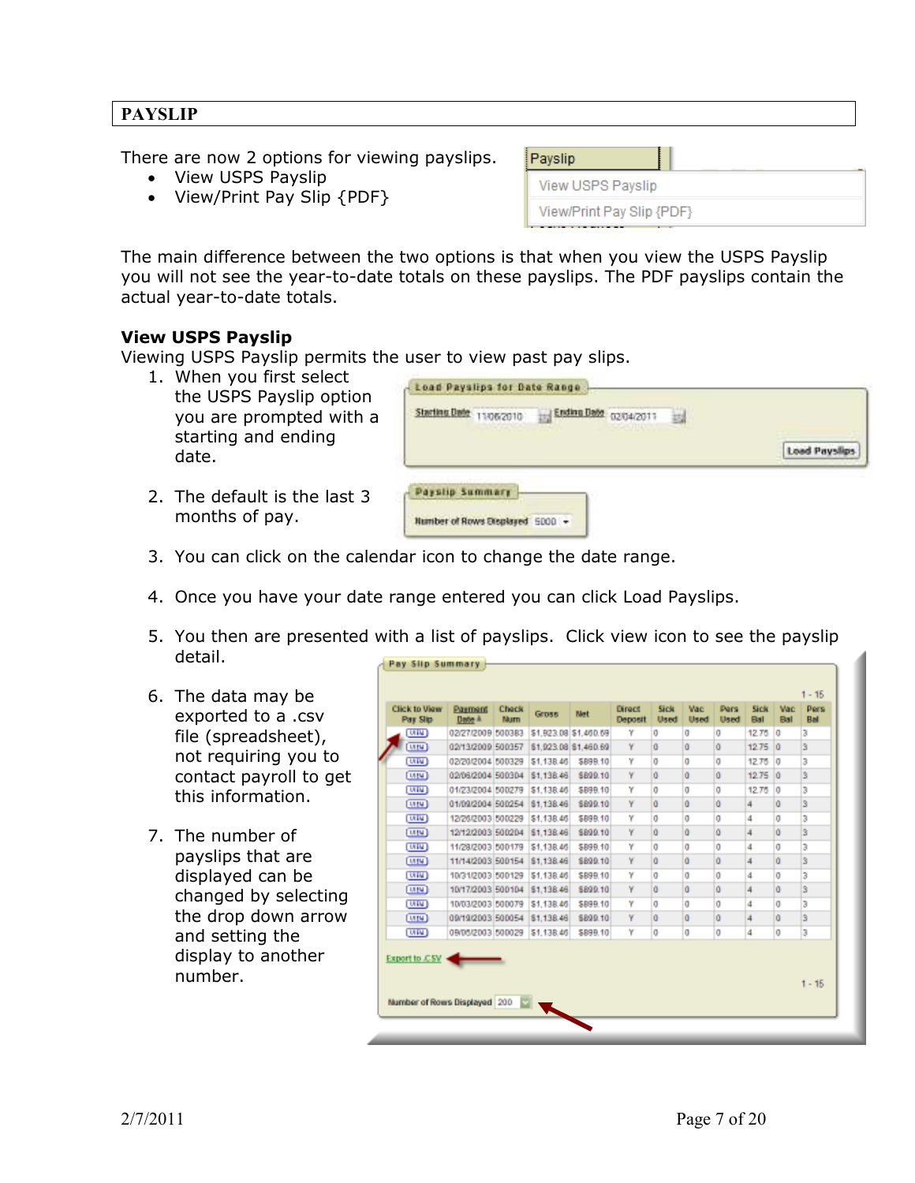# PAYSLIP

There are now 2 options for viewing payslips.

- View USPS Payslip
- View/Print Pay Slip {PDF}

The main difference between the two options is that when you view the USPS Payslip you will not see the year-to-date totals on these payslips. The PDF payslips contain the actual year-to-date totals.

**View USPS Payslip**

Viewing USPS Payslip permits the user to view past pay slips.

1. When you first select the USPS Payslip option you are prompted with a starting and ending date.
2. The default is the last 3 months of pay.
3. You can click on the calendar icon to change the date range.
4. Once you have your date range entered you can click Load Payslips.
5. You then are presented with a list of payslips. Click view icon to see the payslip detail.
6. The data may be exported to a .csv file (spreadsheet), not requiring you to contact payroll to get this information.
7. The number of payslips that are displayed can be changed by selecting the drop down arrow and setting the display to another number.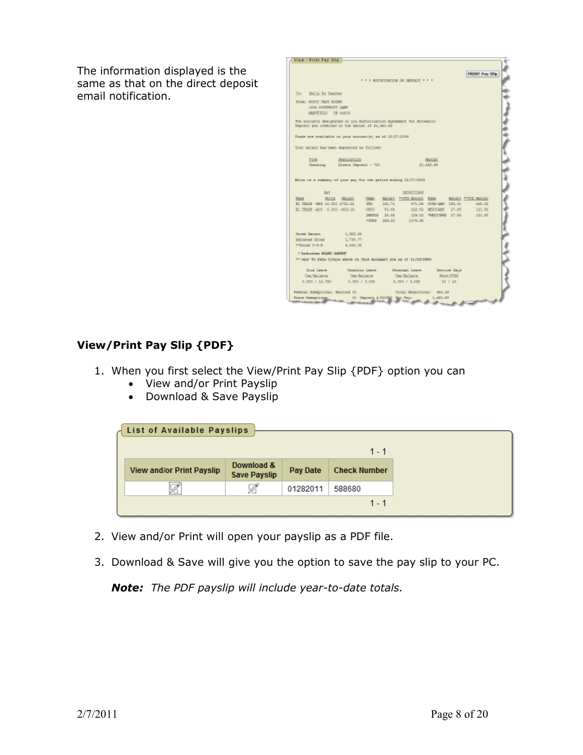The information displayed is the same as that on the direct deposit email notification.

### View/Print Pay Slip {PDF}

1. When you first select the View/Print Pay Slip {PDF} option you can
   - View and/or Print Payslip
   - Download & Save Payslip

**List of Available Payslips**

1 - 1

| View and/or Print Payslip | Download & Save Payslip | Pay Date | Check Number |
| --- | --- | --- | --- |
| | | 01282011 | 588680 |

1 - 1

2. View and/or Print will open your payslip as a PDF file.

3. Download & Save will give you the option to save the pay slip to your PC.

   ***Note:*** *The PDF payslip will include year-to-date totals.*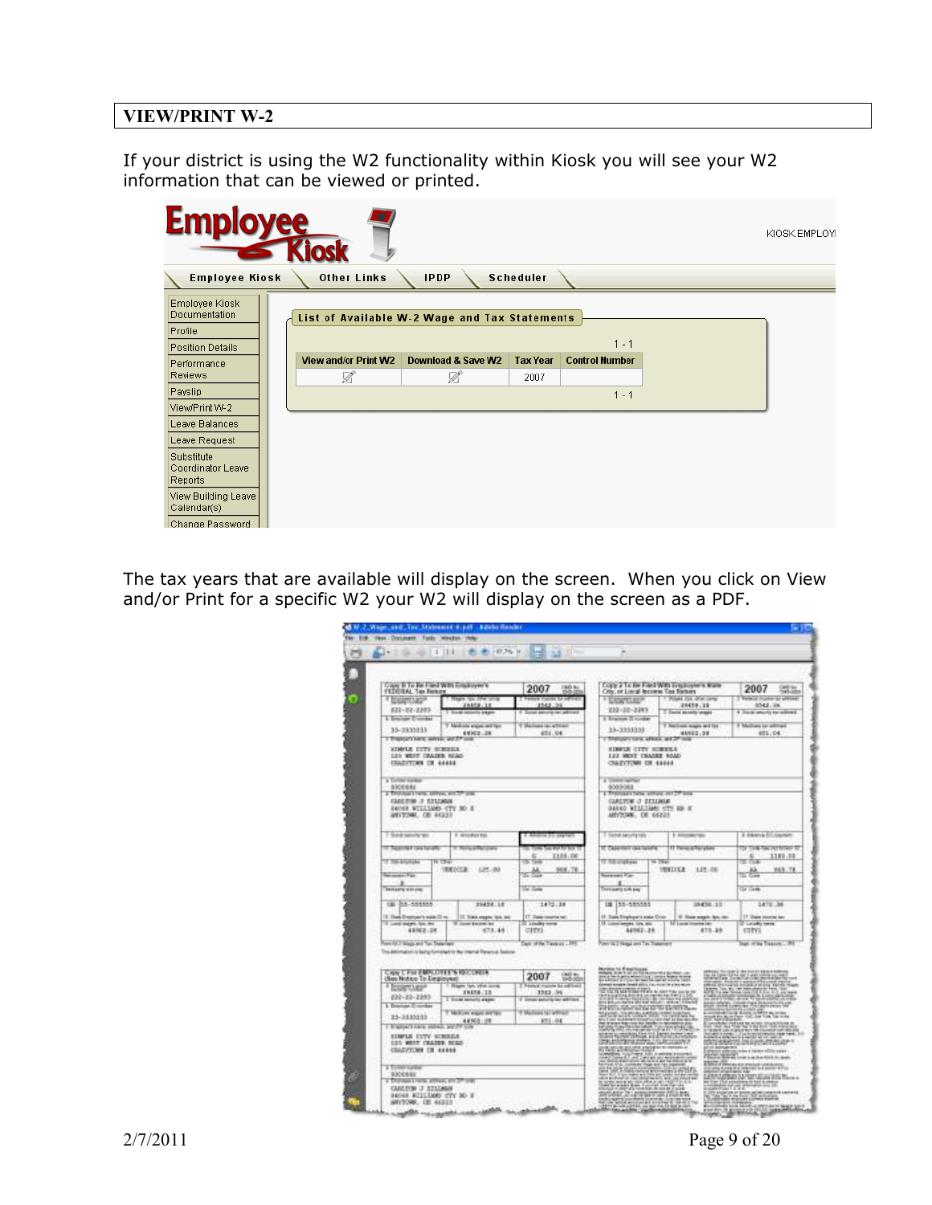# VIEW/PRINT W-2

If your district is using the W2 functionality within Kiosk you will see your W2 information that can be viewed or printed.

The tax years that are available will display on the screen. When you click on View and/or Print for a specific W2 your W2 will display on the screen as a PDF.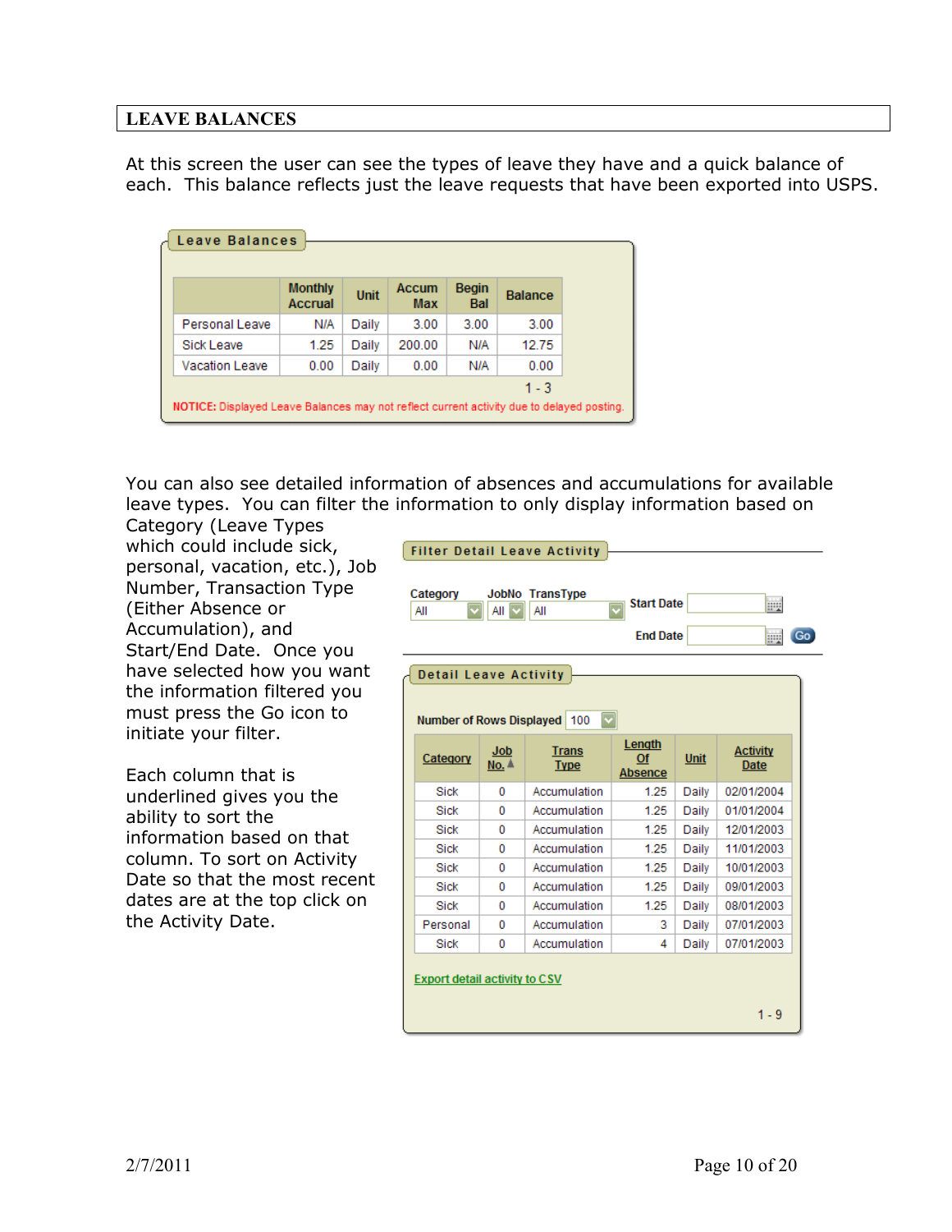# LEAVE BALANCES

At this screen the user can see the types of leave they have and a quick balance of each. This balance reflects just the leave requests that have been exported into USPS.

**Leave Balances**

| | Monthly Accrual | Unit | Accum Max | Begin Bal | Balance |
|---|---|---|---|---|---|
| Personal Leave | N/A | Daily | 3.00 | 3.00 | 3.00 |
| Sick Leave | 1.25 | Daily | 200.00 | N/A | 12.75 |
| Vacation Leave | 0.00 | Daily | 0.00 | N/A | 0.00 |

1 - 3

NOTICE: Displayed Leave Balances may not reflect current activity due to delayed posting.

You can also see detailed information of absences and accumulations for available leave types. You can filter the information to only display information based on Category (Leave Types which could include sick, personal, vacation, etc.), Job Number, Transaction Type (Either Absence or Accumulation), and Start/End Date. Once you have selected how you want the information filtered you must press the Go icon to initiate your filter.

Each column that is underlined gives you the ability to sort the information based on that column. To sort on Activity Date so that the most recent dates are at the top click on the Activity Date.

**Filter Detail Leave Activity**

Category: All | JobNo: All | TransType: All | Start Date | End Date | Go

**Detail Leave Activity**

Number of Rows Displayed: 100

| Category | Job No. | Trans Type | Length Of Absence | Unit | Activity Date |
|---|---|---|---|---|---|
| Sick | 0 | Accumulation | 1.25 | Daily | 02/01/2004 |
| Sick | 0 | Accumulation | 1.25 | Daily | 01/01/2004 |
| Sick | 0 | Accumulation | 1.25 | Daily | 12/01/2003 |
| Sick | 0 | Accumulation | 1.25 | Daily | 11/01/2003 |
| Sick | 0 | Accumulation | 1.25 | Daily | 10/01/2003 |
| Sick | 0 | Accumulation | 1.25 | Daily | 09/01/2003 |
| Sick | 0 | Accumulation | 1.25 | Daily | 08/01/2003 |
| Personal | 0 | Accumulation | 3 | Daily | 07/01/2003 |
| Sick | 0 | Accumulation | 4 | Daily | 07/01/2003 |

Export detail activity to CSV

1 - 9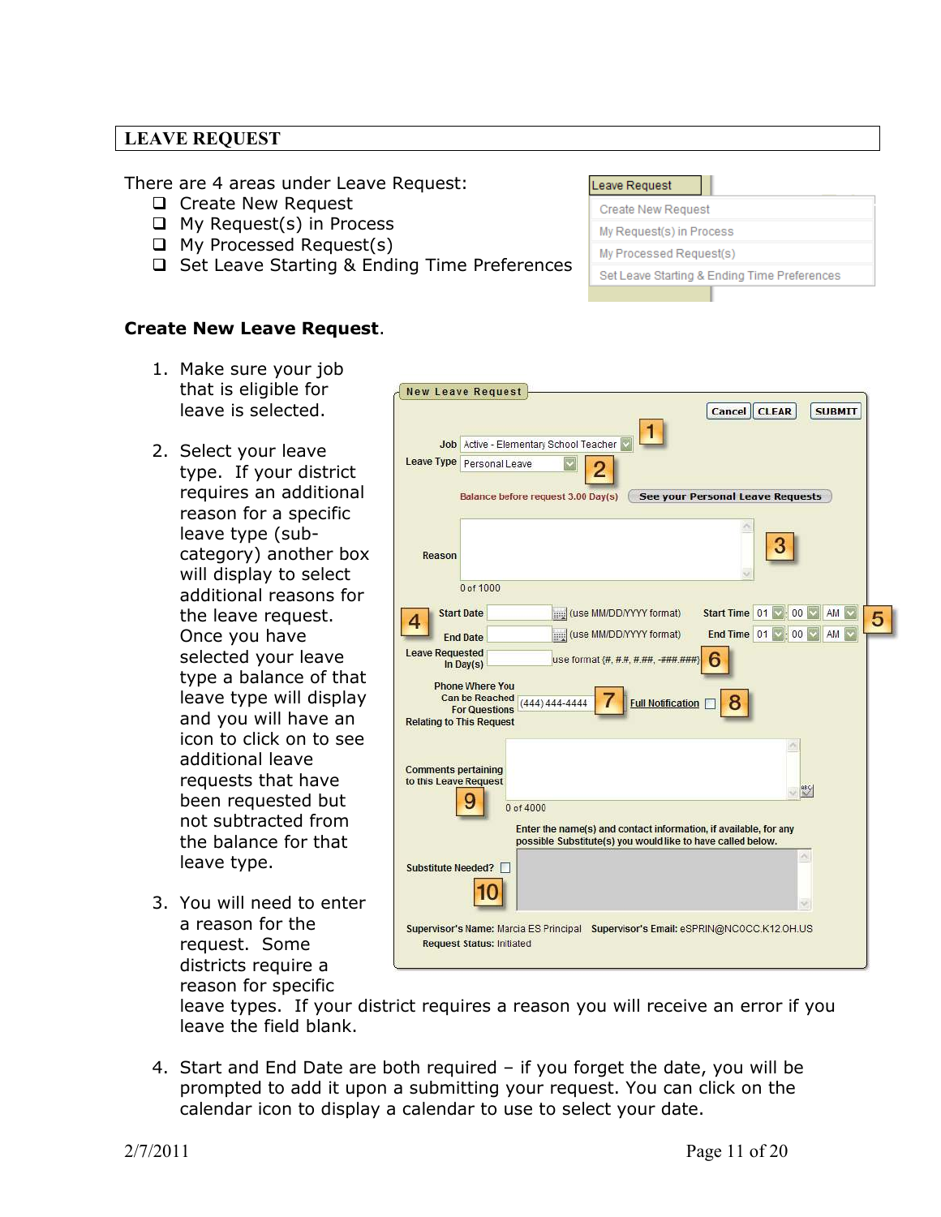# LEAVE REQUEST

There are 4 areas under Leave Request:

- Create New Request
- My Request(s) in Process
- My Processed Request(s)
- Set Leave Starting & Ending Time Preferences

**Create New Leave Request**.

1. Make sure your job that is eligible for leave is selected.
2. Select your leave type. If your district requires an additional reason for a specific leave type (sub-category) another box will display to select additional reasons for the leave request. Once you have selected your leave type a balance of that leave type will display and you will have an icon to click on to see additional leave requests that have been requested but not subtracted from the balance for that leave type.
3. You will need to enter a reason for the request. Some districts require a reason for specific leave types. If your district requires a reason you will receive an error if you leave the field blank.
4. Start and End Date are both required – if you forget the date, you will be prompted to add it upon a submitting your request. You can click on the calendar icon to display a calendar to use to select your date.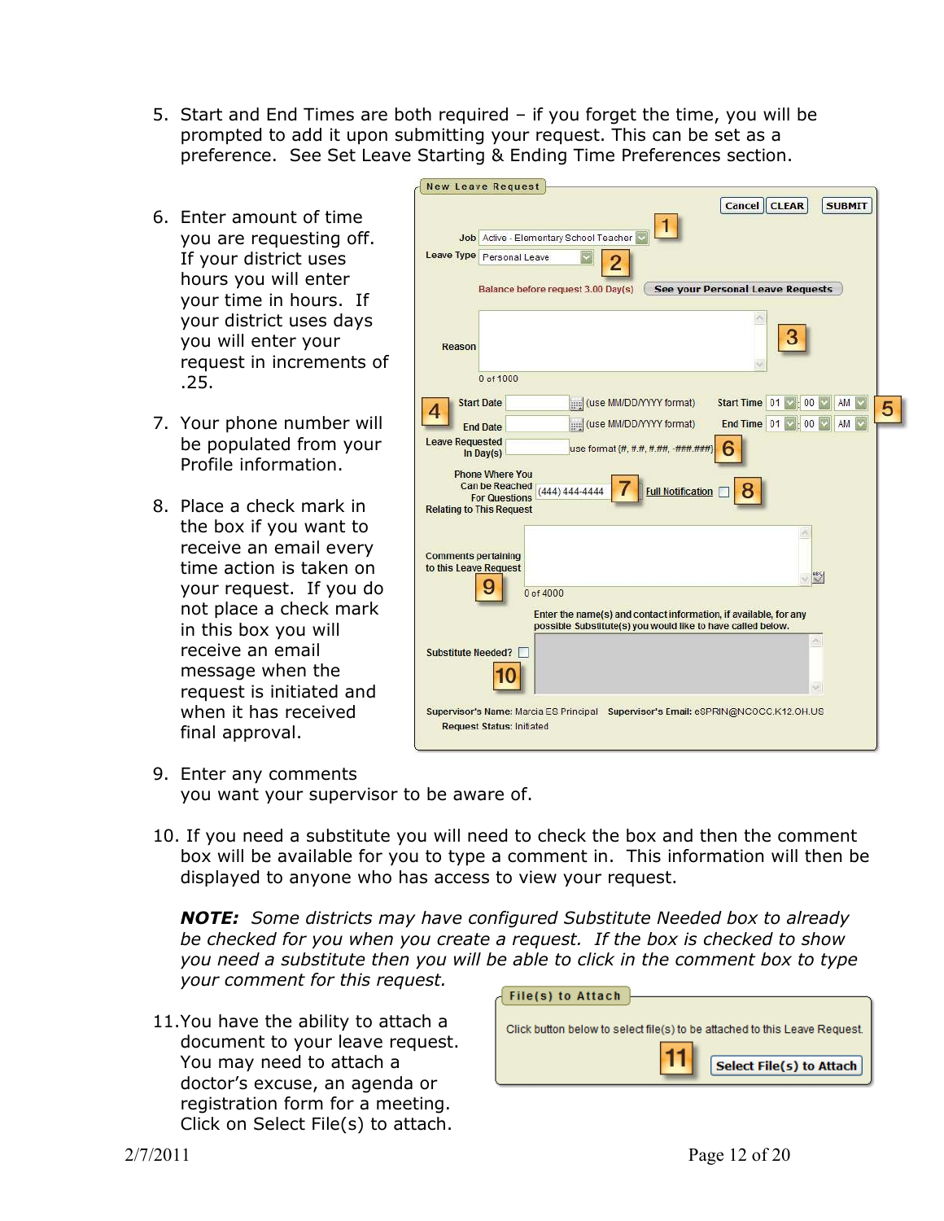5. Start and End Times are both required – if you forget the time, you will be prompted to add it upon submitting your request. This can be set as a preference. See Set Leave Starting & Ending Time Preferences section.

6. Enter amount of time you are requesting off. If your district uses hours you will enter your time in hours. If your district uses days you will enter your request in increments of .25.

7. Your phone number will be populated from your Profile information.

8. Place a check mark in the box if you want to receive an email every time action is taken on your request. If you do not place a check mark in this box you will receive an email message when the request is initiated and when it has received final approval.

9. Enter any comments you want your supervisor to be aware of.

10. If you need a substitute you will need to check the box and then the comment box will be available for you to type a comment in. This information will then be displayed to anyone who has access to view your request.

    ***NOTE:*** *Some districts may have configured Substitute Needed box to already be checked for you when you create a request. If the box is checked to show you need a substitute then you will be able to click in the comment box to type your comment for this request.*

11. You have the ability to attach a document to your leave request. You may need to attach a doctor's excuse, an agenda or registration form for a meeting. Click on Select File(s) to attach.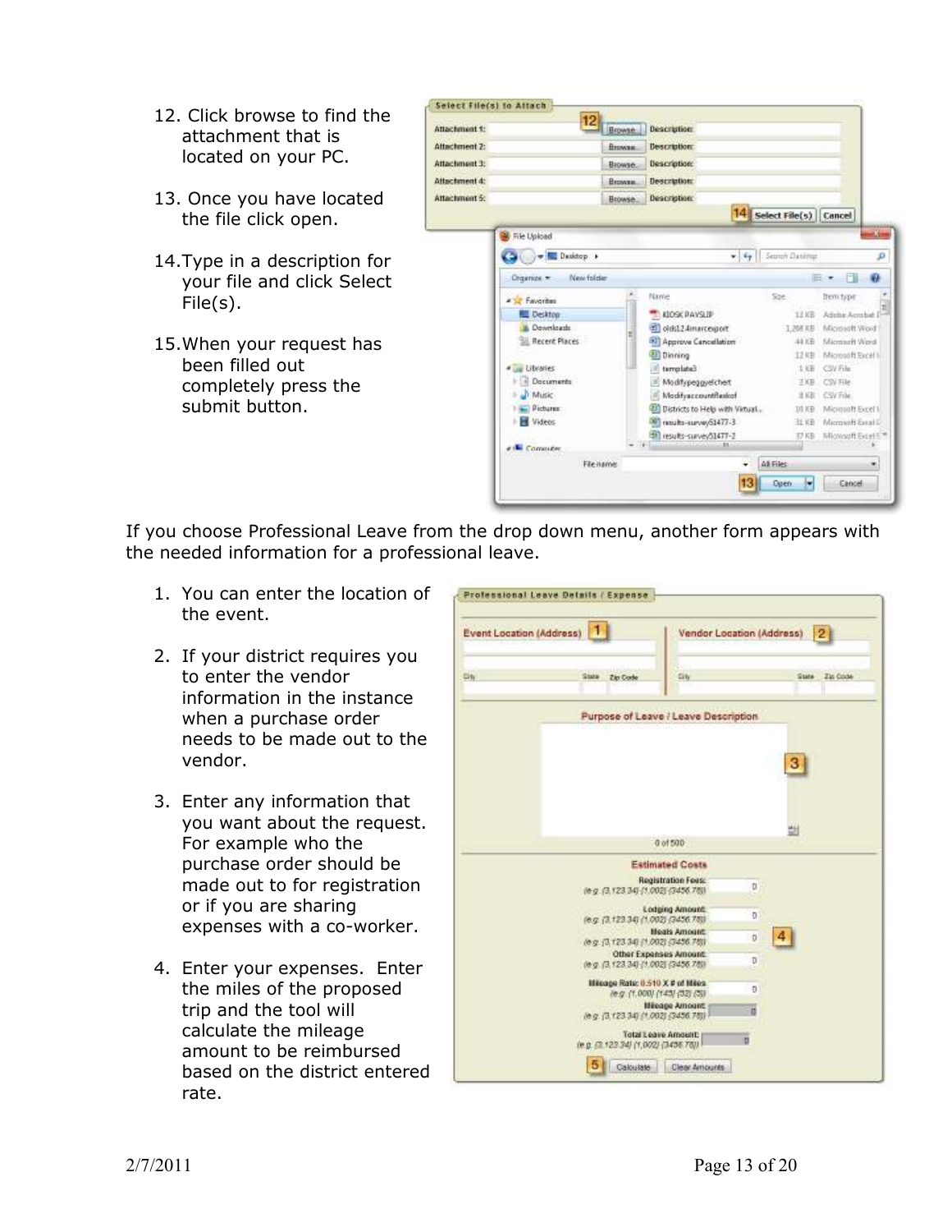12. Click browse to find the attachment that is located on your PC.

13. Once you have located the file click open.

14. Type in a description for your file and click Select File(s).

15. When your request has been filled out completely press the submit button.

If you choose Professional Leave from the drop down menu, another form appears with the needed information for a professional leave.

1. You can enter the location of the event.

2. If your district requires you to enter the vendor information in the instance when a purchase order needs to be made out to the vendor.

3. Enter any information that you want about the request. For example who the purchase order should be made out to for registration or if you are sharing expenses with a co-worker.

4. Enter your expenses. Enter the miles of the proposed trip and the tool will calculate the mileage amount to be reimbursed based on the district entered rate.

2/7/2011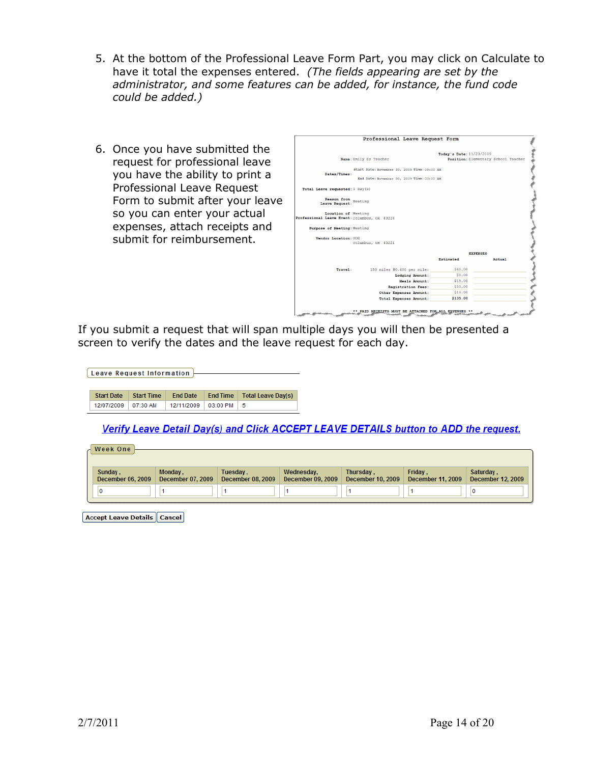5. At the bottom of the Professional Leave Form Part, you may click on Calculate to have it total the expenses entered. *(The fields appearing are set by the administrator, and some features can be added, for instance, the fund code could be added.)*

6. Once you have submitted the request for professional leave you have the ability to print a Professional Leave Request Form to submit after your leave so you can enter your actual expenses, attach receipts and submit for reimbursement.

Professional Leave Request Form

**Today's Date:** 11/23/2009
**Position:** Elementary School Teacher

**Name:** Emily Es Teacher

**Dates/Times:** Start Date: November 30, 2009 Time: 09:00 AM
End Date: November 30, 2009 Time: 03:00 PM

**Total Leave requested:** 1 Day(s)

**Reason from Leave Request:** Meeting

**Location of Professional Leave Event:** Meeting
Columbus, OH 43224

**Purpose of Meeting:** Meeting

**Vendor Location:** ODE
Columbus, OH 43221

EXPENSES

| | Estimated | Actual |
|---|---|---|
| Travel: 150 miles @0.400 per mile: | $60.00 | |
| Lodging Amount: | $0.00 | |
| Meals Amount: | $15.00 | |
| Registration Fees: | $50.00 | |
| Other Expenses Amount: | $10.00 | |
| Total Expenses Amount: | $135.00 | |

** PAID RECEIPTS MUST BE ATTACHED FOR ALL EXPENSES **

If you submit a request that will span multiple days you will then be presented a screen to verify the dates and the leave request for each day.

**Leave Request Information**

| Start Date | Start Time | End Date | End Time | Total Leave Day(s) |
|---|---|---|---|---|
| 12/07/2009 | 07:30 AM | 12/11/2009 | 03:00 PM | 5 |

*Verify Leave Detail Day(s) and Click ACCEPT LEAVE DETAILS button to ADD the request.*

**Week One**

| Sunday , December 06, 2009 | Monday , December 07, 2009 | Tuesday , December 08, 2009 | Wednesday, December 09, 2009 | Thursday , December 10, 2009 | Friday , December 11, 2009 | Saturday , December 12, 2009 |
|---|---|---|---|---|---|---|
| 0 | 1 | 1 | 1 | 1 | 1 | 0 |

Accept Leave Details | Cancel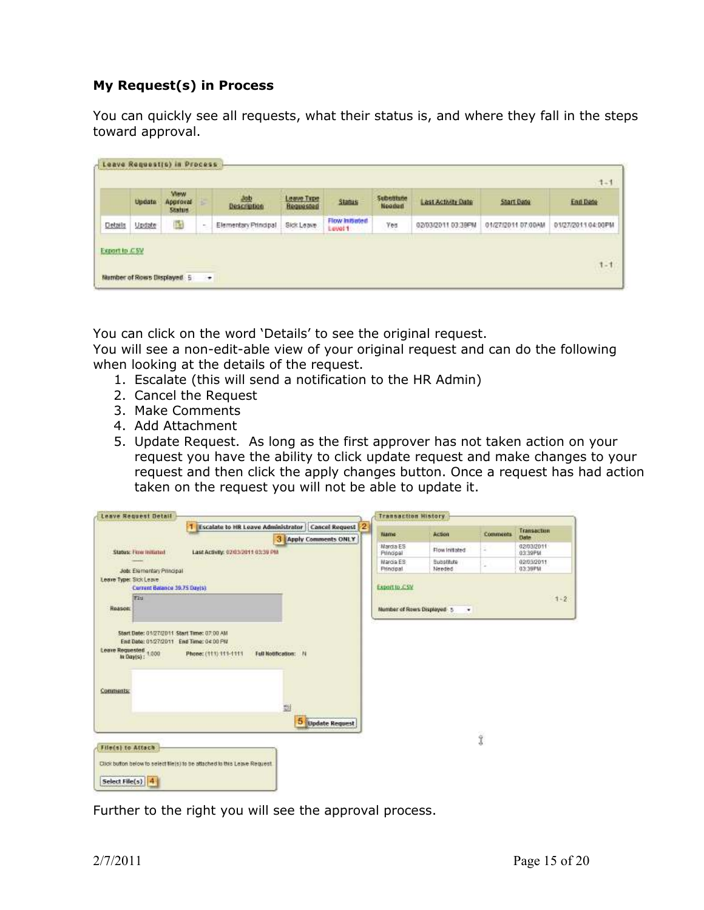**My Request(s) in Process**

You can quickly see all requests, what their status is, and where they fall in the steps toward approval.

You can click on the word 'Details' to see the original request.
You will see a non-edit-able view of your original request and can do the following when looking at the details of the request.

1. Escalate (this will send a notification to the HR Admin)
2. Cancel the Request
3. Make Comments
4. Add Attachment
5. Update Request. As long as the first approver has not taken action on your request you have the ability to click update request and make changes to your request and then click the apply changes button. Once a request has had action taken on the request you will not be able to update it.

Further to the right you will see the approval process.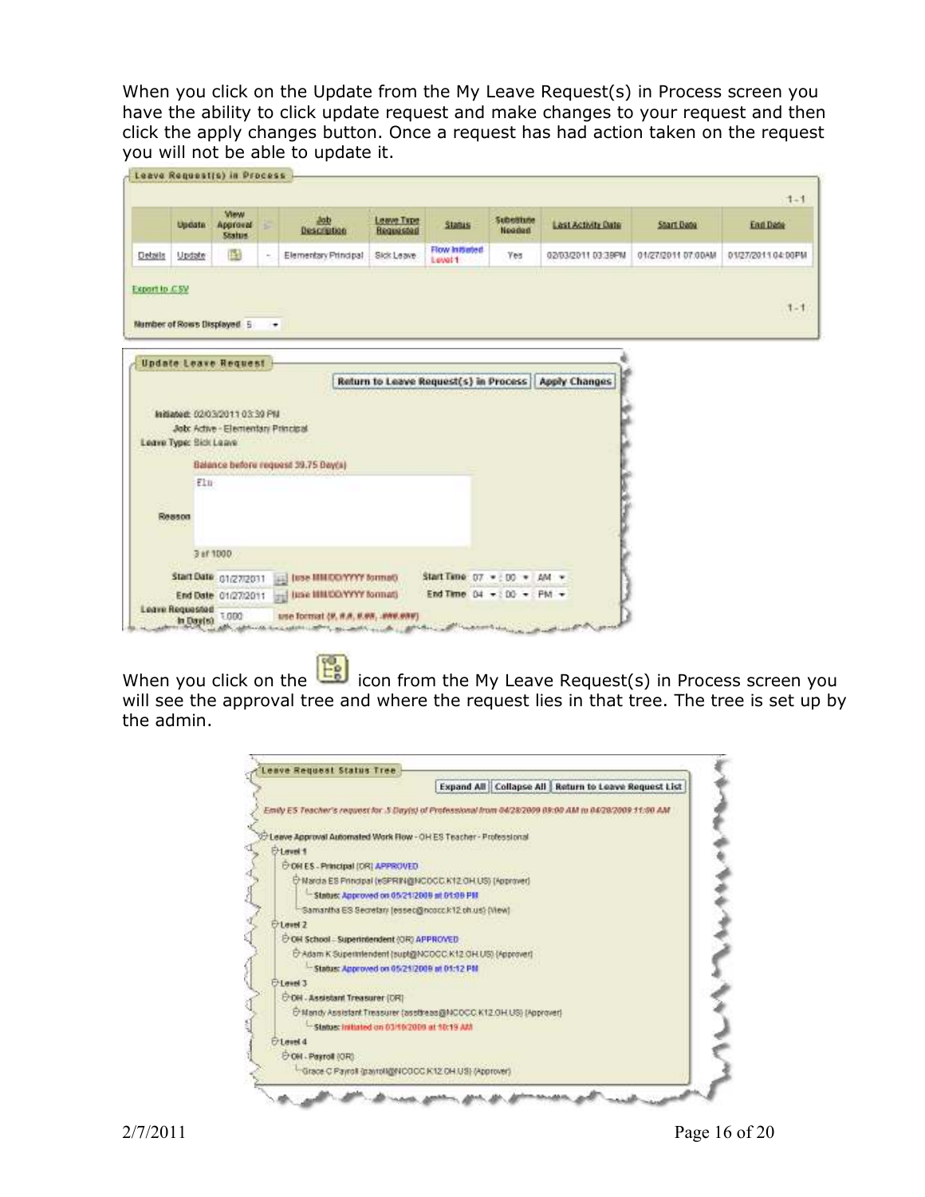When you click on the Update from the My Leave Request(s) in Process screen you have the ability to click update request and make changes to your request and then click the apply changes button. Once a request has had action taken on the request you will not be able to update it.

**Leave Request(s) in Process**

1 - 1

| | Update | View Approval Status | | Job Description | Leave Type Requested | Status | Substitute Needed | Last Activity Date | Start Date | End Date |
|---|---|---|---|---|---|---|---|---|---|---|
| Details | Update | | - | Elementary Principal | Sick Leave | Flow Initiated Level 1 | Yes | 02/03/2011 03:39PM | 01/27/2011 07:00AM | 01/27/2011 04:00PM |

Export to CSV

1 - 1

Number of Rows Displayed 5

**Update Leave Request**

Return to Leave Request(s) in Process | Apply Changes

Initiated: 02/03/2011 03:39 PM

Job: Active - Elementary Principal

Leave Type: Sick Leave

Balance before request 39.75 Day(s)

Reason: Flu

3 of 1000

Start Date 01/27/2011 (use MM/DD/YYYY format) Start Time 07 : 00 AM

End Date 01/27/2011 (use MM/DD/YYYY format) End Time 04 : 00 PM

Leave Requested In Day(s) 1.000 use format (#, #.#, #.##, .###.###)

When you click on the icon from the My Leave Request(s) in Process screen you will see the approval tree and where the request lies in that tree. The tree is set up by the admin.

**Leave Request Status Tree**

Expand All | Collapse All | Return to Leave Request List

*Emily ES Teacher's request for .5 Day(s) of Professional from 04/28/2009 09:00 AM to 04/28/2009 11:00 AM*

- Leave Approval Automated Work Flow - OH ES Teacher - Professional
  - Level 1
    - OH ES - Principal (OR) APPROVED
      - Marcia ES Principal (eSPRIN@NCOCC.K12.OH.US) (Approver)
        - Status: Approved on 05/21/2009 at 01:09 PM
      - Samantha ES Secretary (essec@ncocc.k12.oh.us) (View)
  - Level 2
    - OH School - Superintendent (OR) APPROVED
      - Adam K Superintendent (supt@NCOCC.K12.OH.US) (Approver)
        - Status: Approved on 05/21/2009 at 01:12 PM
  - Level 3
    - OH - Assistant Treasurer (OR)
      - Mandy Assistant Treasurer (asstreas@NCOCC.K12.OH.US) (Approver)
        - Status: Initiated on 03/10/2009 at 10:19 AM
  - Level 4
    - OH - Payroll (OR)
      - Grace C Payroll (payroll@NCOCC.K12.OH.US) (Approver)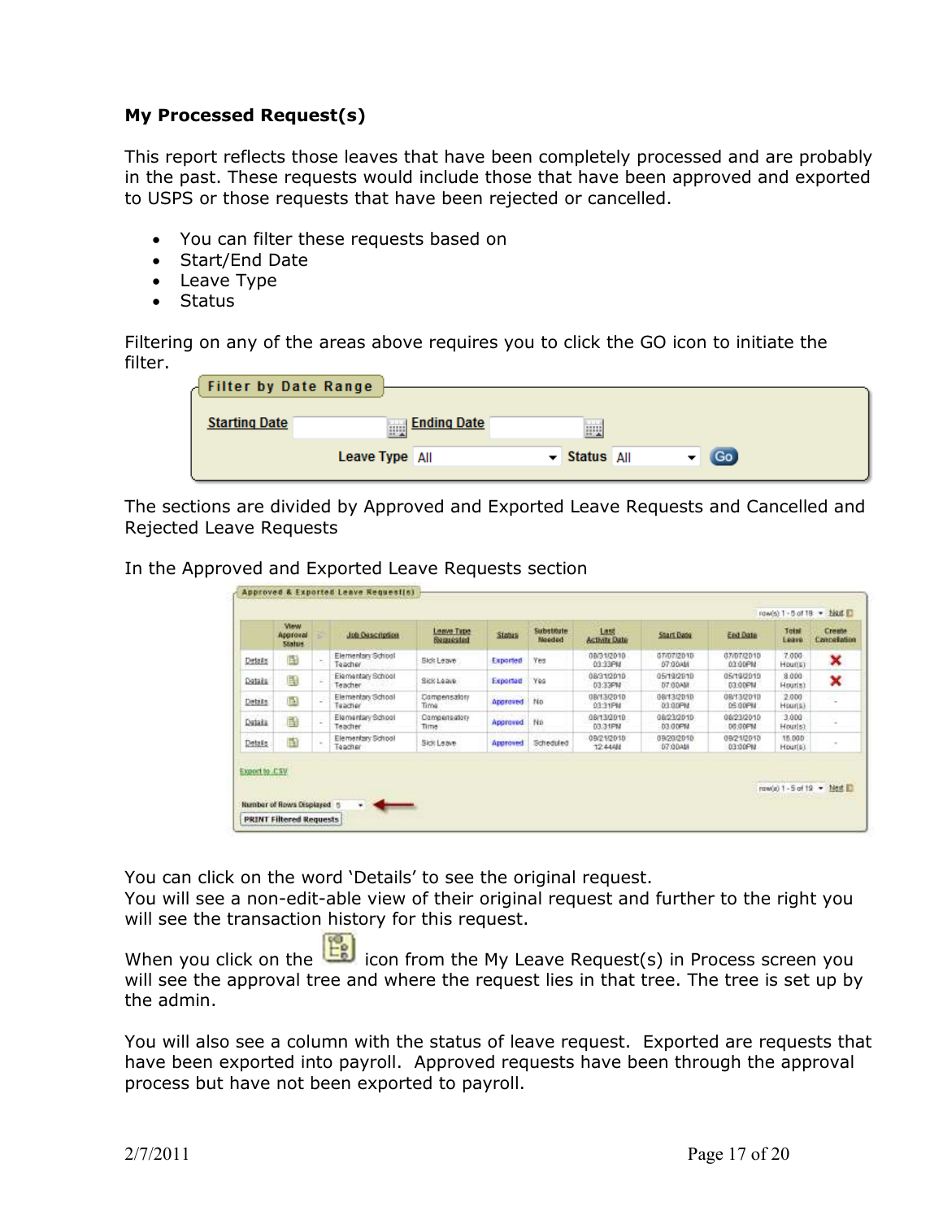**My Processed Request(s)**

This report reflects those leaves that have been completely processed and are probably in the past. These requests would include those that have been approved and exported to USPS or those requests that have been rejected or cancelled.

- You can filter these requests based on
- Start/End Date
- Leave Type
- Status

Filtering on any of the areas above requires you to click the GO icon to initiate the filter.

**Filter by Date Range**

Starting Date [ ] Ending Date [ ]

Leave Type [All] Status [All] Go

The sections are divided by Approved and Exported Leave Requests and Cancelled and Rejected Leave Requests

In the Approved and Exported Leave Requests section

**Approved & Exported Leave Request(s)**

row(s) 1 - 5 of 18 Next

| | View Approval Status | | Job Description | Leave Type Requested | Status | Substitute Needed | Last Activity Date | Start Date | End Date | Total Leave | Create Cancellation |
|---|---|---|---|---|---|---|---|---|---|---|---|
| Details | | - | Elementary School Teacher | Sick Leave | Exported | Yes | 08/31/2010 03:33PM | 07/07/2010 07:00AM | 07/07/2010 03:00PM | 7.000 Hour(s) | ✖ |
| Details | | - | Elementary School Teacher | Sick Leave | Exported | Yes | 08/31/2010 03:33PM | 05/19/2010 07:00AM | 05/19/2010 03:00PM | 8.000 Hour(s) | ✖ |
| Details | | - | Elementary School Teacher | Compensatory Time | Approved | No | 08/13/2010 03:31PM | 08/13/2010 03:00PM | 08/13/2010 05:00PM | 2.000 Hour(s) | - |
| Details | | - | Elementary School Teacher | Compensatory Time | Approved | No | 08/13/2010 03:31PM | 08/23/2010 03:00PM | 08/23/2010 06:00PM | 3.000 Hour(s) | - |
| Details | | - | Elementary School Teacher | Sick Leave | Approved | Scheduled | 09/21/2010 12:44AM | 09/20/2010 07:00AM | 09/21/2010 03:00PM | 16.000 Hour(s) | - |

Export to .CSV

row(s) 1 - 5 of 18 Next

Number of Rows Displayed 5

PRINT Filtered Requests

You can click on the word 'Details' to see the original request.
You will see a non-edit-able view of their original request and further to the right you will see the transaction history for this request.

When you click on the icon from the My Leave Request(s) in Process screen you will see the approval tree and where the request lies in that tree. The tree is set up by the admin.

You will also see a column with the status of leave request. Exported are requests that have been exported into payroll. Approved requests have been through the approval process but have not been exported to payroll.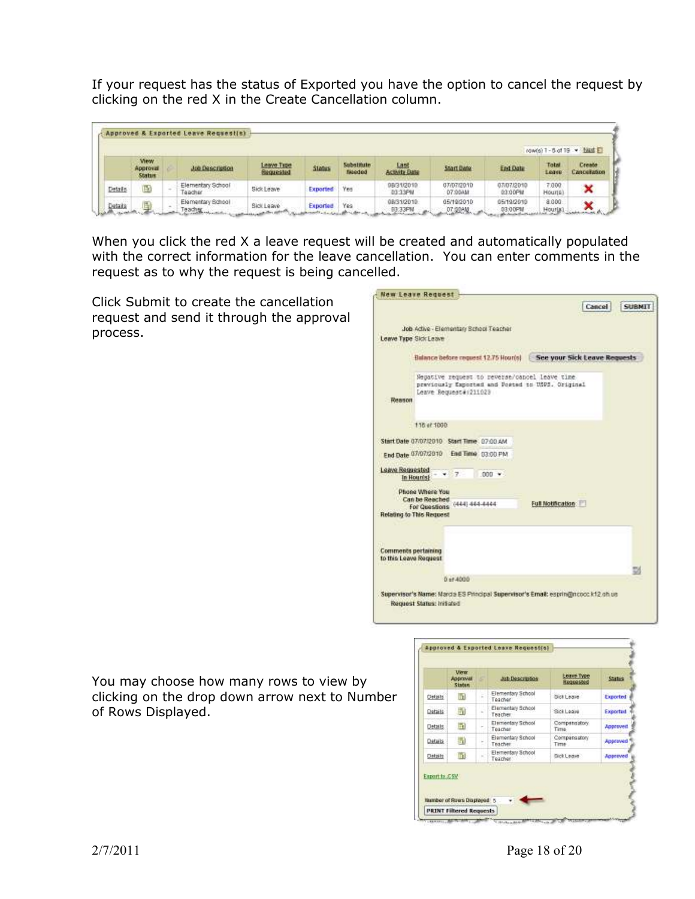If your request has the status of Exported you have the option to cancel the request by clicking on the red X in the Create Cancellation column.

When you click the red X a leave request will be created and automatically populated with the correct information for the leave cancellation. You can enter comments in the request as to why the request is being cancelled.

Click Submit to create the cancellation request and send it through the approval process.

You may choose how many rows to view by clicking on the drop down arrow next to Number of Rows Displayed.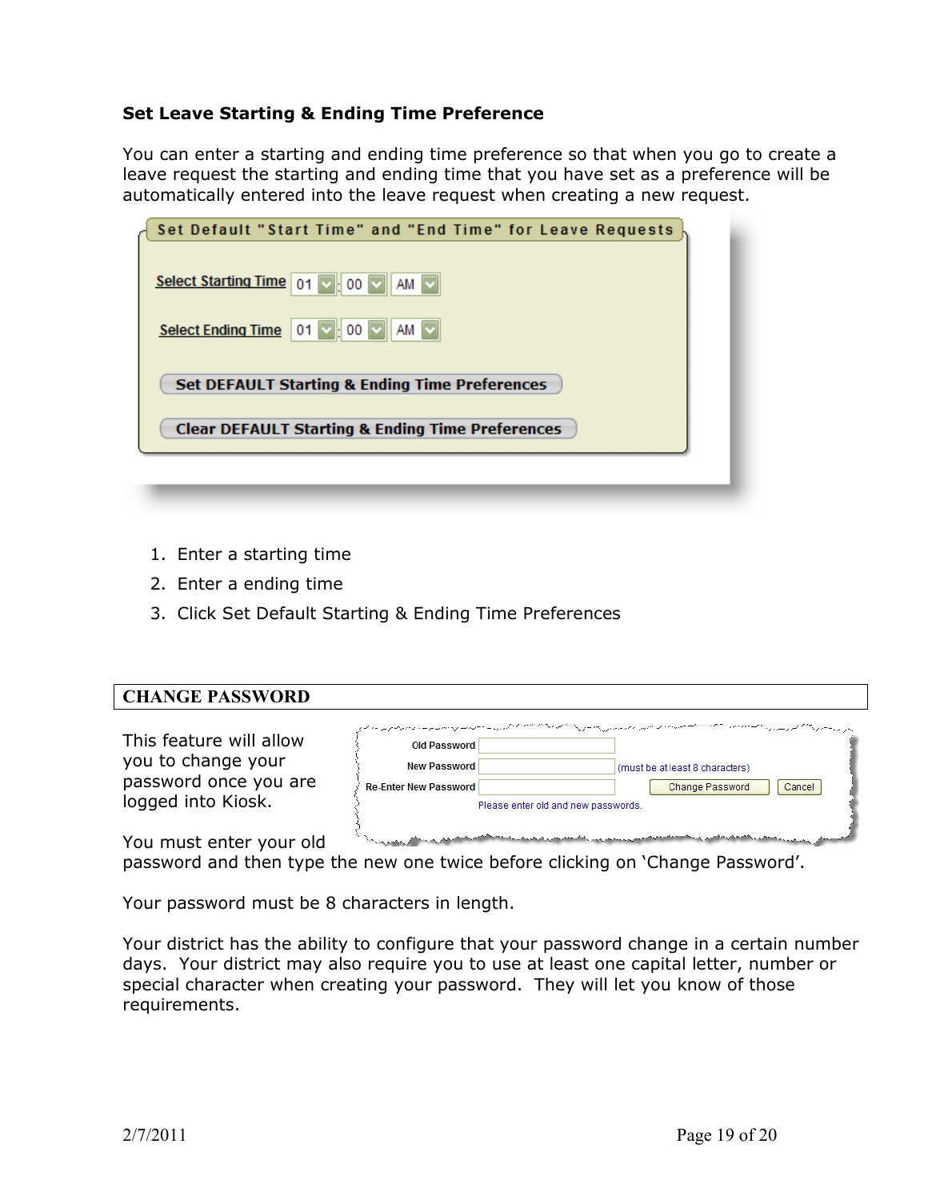### Set Leave Starting & Ending Time Preference

You can enter a starting and ending time preference so that when you go to create a leave request the starting and ending time that you have set as a preference will be automatically entered into the leave request when creating a new request.

1. Enter a starting time
2. Enter a ending time
3. Click Set Default Starting & Ending Time Preferences

## CHANGE PASSWORD

This feature will allow you to change your password once you are logged into Kiosk.

You must enter your old password and then type the new one twice before clicking on 'Change Password'.

Your password must be 8 characters in length.

Your district has the ability to configure that your password change in a certain number days. Your district may also require you to use at least one capital letter, number or special character when creating your password. They will let you know of those requirements.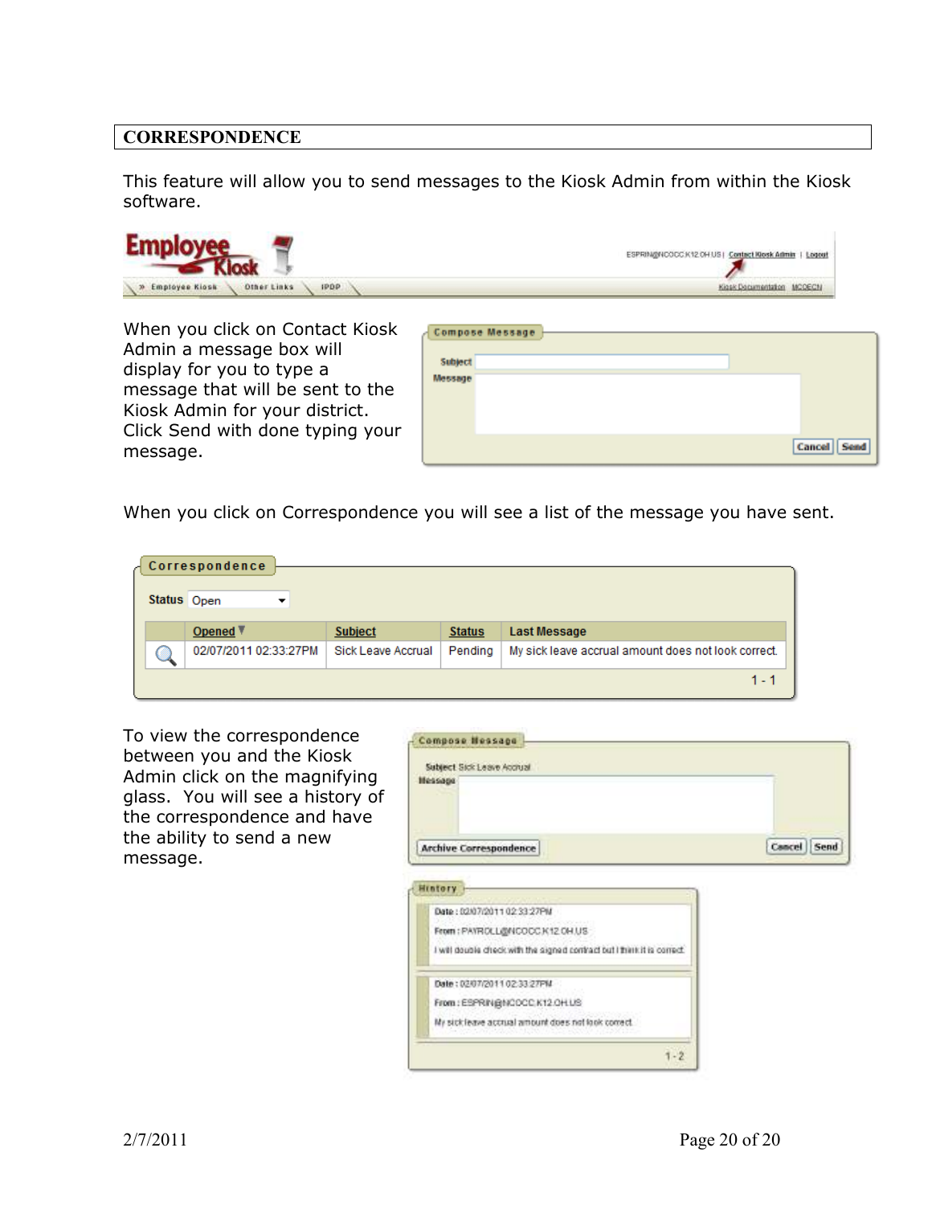## CORRESPONDENCE

This feature will allow you to send messages to the Kiosk Admin from within the Kiosk software.

When you click on Contact Kiosk Admin a message box will display for you to type a message that will be sent to the Kiosk Admin for your district. Click Send with done typing your message.

When you click on Correspondence you will see a list of the message you have sent.

To view the correspondence between you and the Kiosk Admin click on the magnifying glass. You will see a history of the correspondence and have the ability to send a new message.